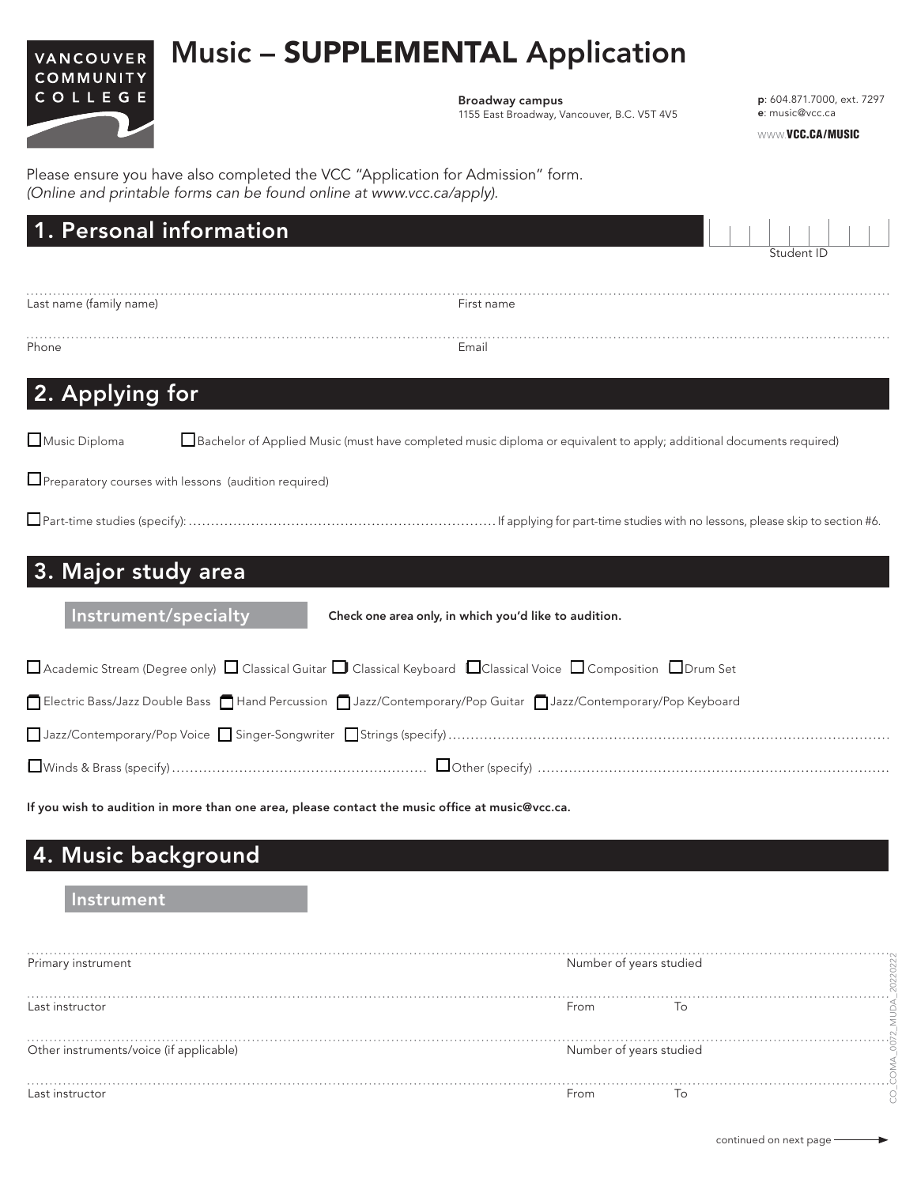VANCOUVER COMMUNITY COLLEGE

# Music – **SUPPLEMENTAL** Application

**Broadway campus**
1155 East Broadway, Vancouver, B.C. V5T 4V5

**p**: 604.871.7000, ext. 7297
**e**: music@vcc.ca

www.**VCC.CA/MUSIC**

Please ensure you have also completed the VCC "Application for Admission" form.
*(Online and printable forms can be found online at www.vcc.ca/apply).*

## 1. Personal information

Student ID

Last name (family name) ........................................ First name ........................................

Phone ........................................ Email ........................................

## 2. Applying for

☐ Music Diploma    ☐ Bachelor of Applied Music (must have completed music diploma or equivalent to apply; additional documents required)

☐ Preparatory courses with lessons (audition required)

☐ Part-time studies (specify): .................................................................. If applying for part-time studies with no lessons, please skip to section #6.

## 3. Major study area

### Instrument/specialty

**Check one area only, in which you'd like to audition.**

☐ Academic Stream (Degree only) ☐ Classical Guitar ☐ Classical Keyboard ☐ Classical Voice ☐ Composition ☐ Drum Set

☐ Electric Bass/Jazz Double Bass ☐ Hand Percussion ☐ Jazz/Contemporary/Pop Guitar ☐ Jazz/Contemporary/Pop Keyboard

☐ Jazz/Contemporary/Pop Voice ☐ Singer-Songwriter ☐ Strings (specify) ..................................................

☐ Winds & Brass (specify) .................................................. ☐ Other (specify) ..................................................

**If you wish to audition in more than one area, please contact the music office at music@vcc.ca.**

## 4. Music background

### Instrument

Primary instrument ........................................ Number of years studied ........................................

Last instructor ........................................ From ............ To ............

Other instruments/voice (if applicable) ........................................ Number of years studied ........................................

Last instructor ........................................ From ............ To ............

continued on next page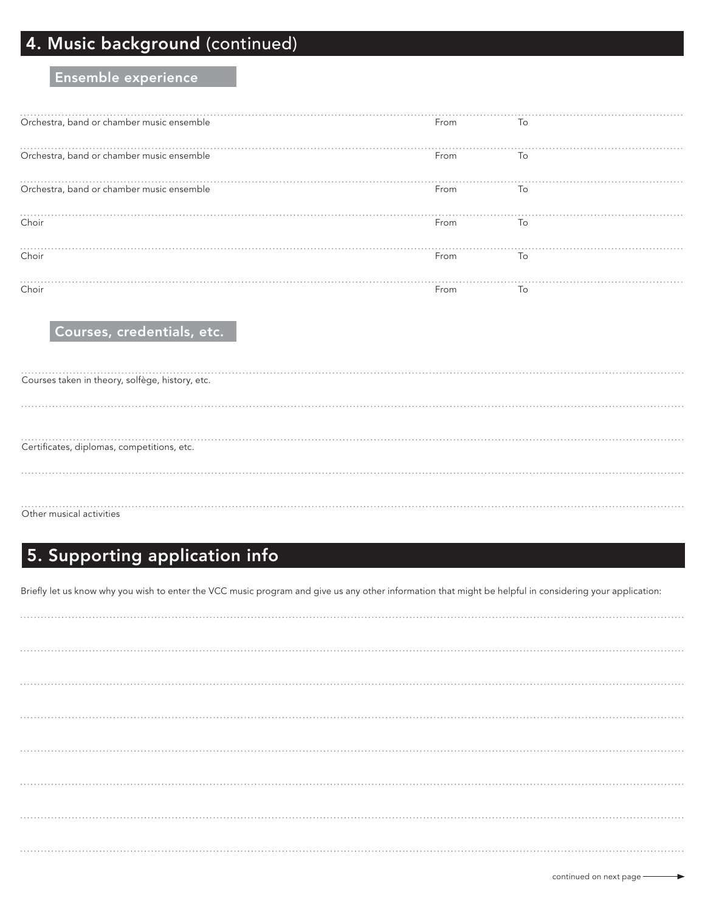## 4. Music background (continued)

### Ensemble experience

Orchestra, band or chamber music ensemble From To

Orchestra, band or chamber music ensemble From To

Orchestra, band or chamber music ensemble From To

Choir From To

Choir From To

Choir From To

### Courses, credentials, etc.

Courses taken in theory, solfège, history, etc.

Certificates, diplomas, competitions, etc.

Other musical activities

## 5. Supporting application info

Briefly let us know why you wish to enter the VCC music program and give us any other information that might be helpful in considering your application:

continued on next page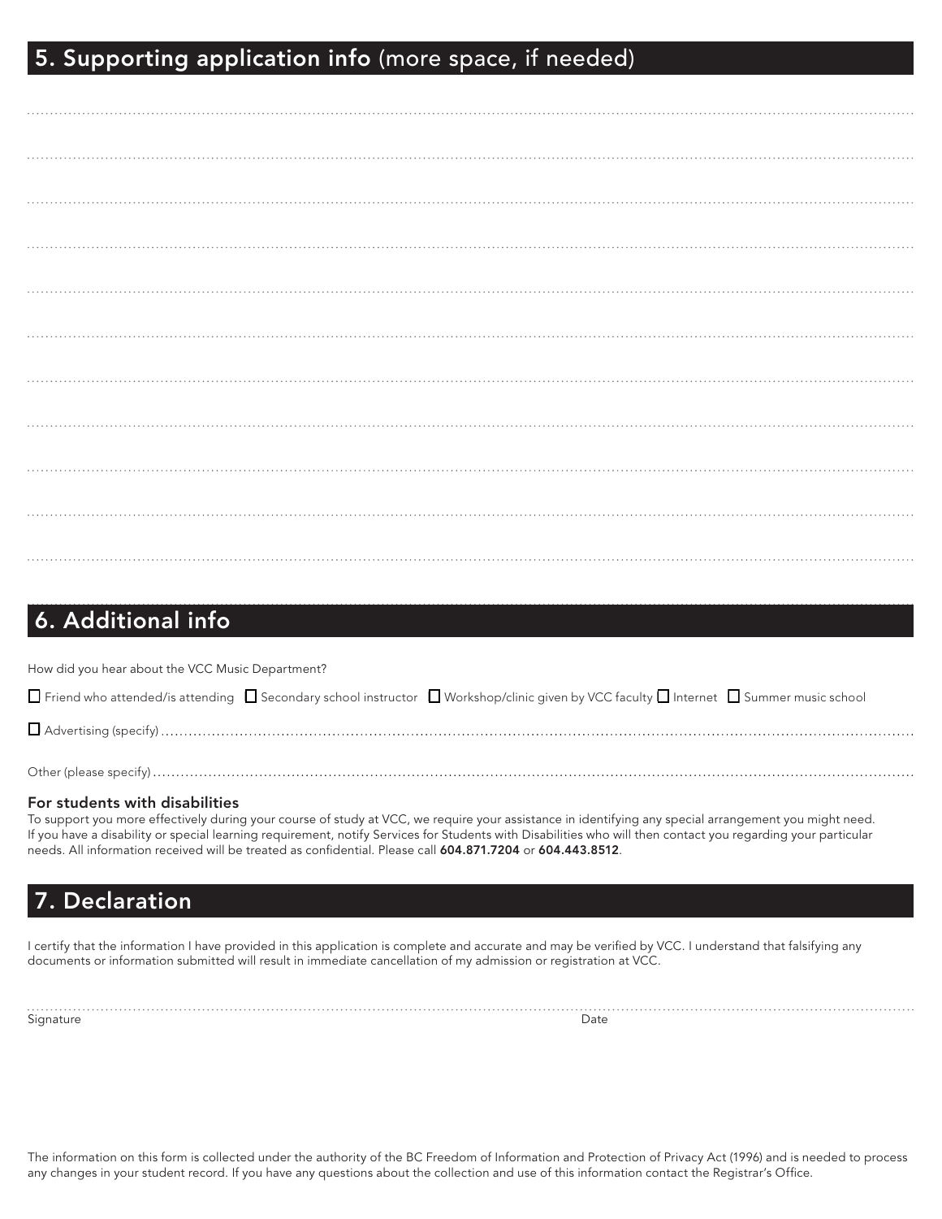## 5. Supporting application info (more space, if needed)

## 6. Additional info

How did you hear about the VCC Music Department?

☐ Friend who attended/is attending ☐ Secondary school instructor ☐ Workshop/clinic given by VCC faculty ☐ Internet ☐ Summer music school

☐ Advertising (specify) ..........

Other (please specify) ..........

### For students with disabilities

To support you more effectively during your course of study at VCC, we require your assistance in identifying any special arrangement you might need. If you have a disability or special learning requirement, notify Services for Students with Disabilities who will then contact you regarding your particular needs. All information received will be treated as confidential. Please call **604.871.7204** or **604.443.8512**.

## 7. Declaration

I certify that the information I have provided in this application is complete and accurate and may be verified by VCC. I understand that falsifying any documents or information submitted will result in immediate cancellation of my admission or registration at VCC.

Signature Date

The information on this form is collected under the authority of the BC Freedom of Information and Protection of Privacy Act (1996) and is needed to process any changes in your student record. If you have any questions about the collection and use of this information contact the Registrar's Office.